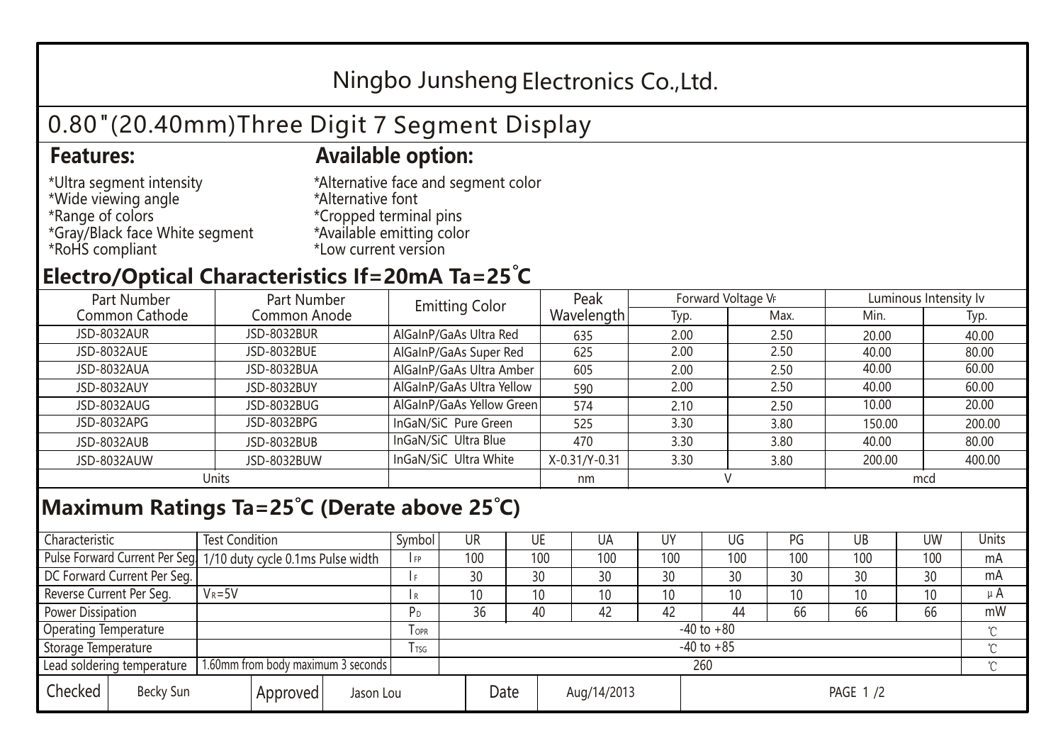# Ningbo Junsheng Electronics Co.,Ltd.

## 0.80"(20.40mm)Three Digit 7 Segment Display

### Features:

*Ultra segment intensity
*Wide viewing angle
*Range of colors
*Gray/Black face White segment
*RoHS compliant

### Available option:

*Alternative face and segment color
*Alternative font
*Cropped terminal pins
*Available emitting color
*Low current version

## Electro/Optical Characteristics If=20mA Ta=25°C

| Part Number Common Cathode | Part Number Common Anode | Emitting Color | Peak Wavelength | Forward Voltage $V_F$ | | Luminous Intensity Iv | |
|---|---|---|---|---|---|---|---|
| | | | | Typ. | Max. | Min. | Typ. |
| JSD-8032AUR | JSD-8032BUR | AlGaInP/GaAs Ultra Red | 635 | 2.00 | 2.50 | 20.00 | 40.00 |
| JSD-8032AUE | JSD-8032BUE | AlGaInP/GaAs Super Red | 625 | 2.00 | 2.50 | 40.00 | 80.00 |
| JSD-8032AUA | JSD-8032BUA | AlGaInP/GaAs Ultra Amber | 605 | 2.00 | 2.50 | 40.00 | 60.00 |
| JSD-8032AUY | JSD-8032BUY | AlGaInP/GaAs Ultra Yellow | 590 | 2.00 | 2.50 | 40.00 | 60.00 |
| JSD-8032AUG | JSD-8032BUG | AlGaInP/GaAs Yellow Green | 574 | 2.10 | 2.50 | 10.00 | 20.00 |
| JSD-8032APG | JSD-8032BPG | InGaN/SiC Pure Green | 525 | 3.30 | 3.80 | 150.00 | 200.00 |
| JSD-8032AUB | JSD-8032BUB | InGaN/SiC Ultra Blue | 470 | 3.30 | 3.80 | 40.00 | 80.00 |
| JSD-8032AUW | JSD-8032BUW | InGaN/SiC Ultra White | X-0.31/Y-0.31 | 3.30 | 3.80 | 200.00 | 400.00 |
| Units | | | nm | V | | mcd | |

## Maximum Ratings Ta=25°C (Derate above 25°C)

| Characteristic | Test Condition | Symbol | UR | UE | UA | UY | UG | PG | UB | UW | Units |
|---|---|---|---|---|---|---|---|---|---|---|---|
| Pulse Forward Current Per Seg. | 1/10 duty cycle 0.1ms Pulse width | $I_{FP}$ | 100 | 100 | 100 | 100 | 100 | 100 | 100 | 100 | mA |
| DC Forward Current Per Seg. | | $I_F$ | 30 | 30 | 30 | 30 | 30 | 30 | 30 | 30 | mA |
| Reverse Current Per Seg. | $V_R$=5V | $I_R$ | 10 | 10 | 10 | 10 | 10 | 10 | 10 | 10 | μA |
| Power Dissipation | | $P_D$ | 36 | 40 | 42 | 42 | 44 | 66 | 66 | 66 | mW |
| Operating Temperature | | $T_{OPR}$ | -40 to +80 | | | | | | | | ℃ |
| Storage Temperature | | $T_{TSG}$ | -40 to +85 | | | | | | | | ℃ |
| Lead soldering temperature | 1.60mm from body maximum 3 seconds | | 260 | | | | | | | | ℃ |

| Checked | Becky Sun | Approved | Jason Lou | Date | Aug/14/2013 |
|---|---|---|---|---|---|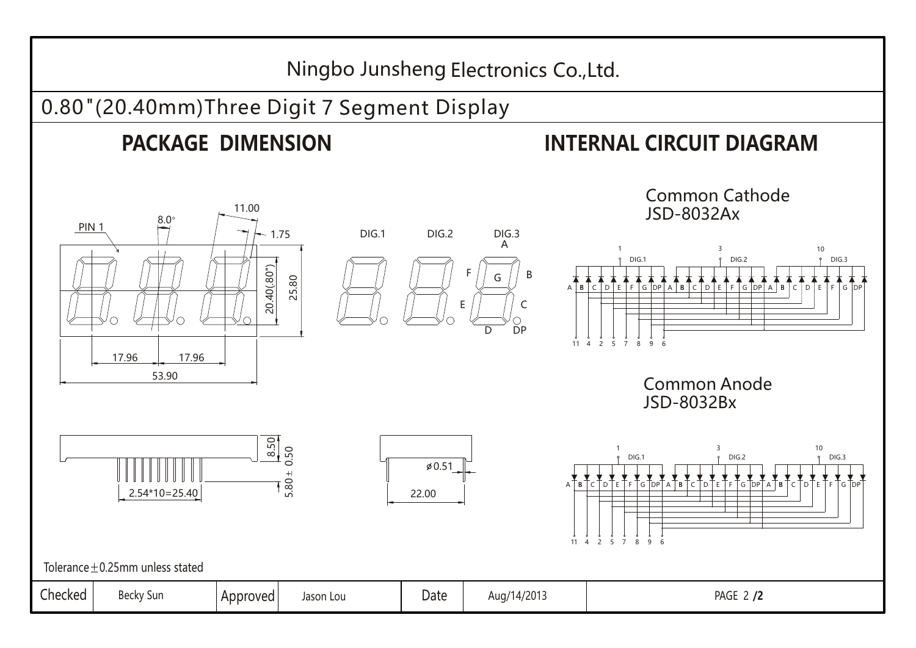Ningbo Junsheng Electronics Co.,Ltd.

0.80"(20.40mm)Three Digit 7 Segment Display

## PACKAGE DIMENSION

PIN 1

8.0°

11.00

1.75

20.40(.80")

25.80

17.96

17.96

53.90

DIG.1

DIG.2

DIG.3

A

F

G

B

E

C

D

DP

8.50

5.80± 0.50

2.54*10=25.40

ø0.51

22.00

## INTERNAL CIRCUIT DIAGRAM

Common Cathode
JSD-8032Ax

1 DIG.1 3 DIG.2 10 DIG.3

A B C D E F G DP A B C D E F G DP A B C D E F G DP

11 4 2 5 7 8 9 6

Common Anode
JSD-8032Bx

1 DIG.1 3 DIG.2 10 DIG.3

A B C D E F G DP A B C D E F G DP A B C D E F G DP

11 4 2 5 7 8 9 6

Tolerance ± 0.25mm unless stated

| | | | | | |
|---|---|---|---|---|---|
| Checked | Becky Sun | Approved | Jason Lou | Date | Aug/14/2013 |